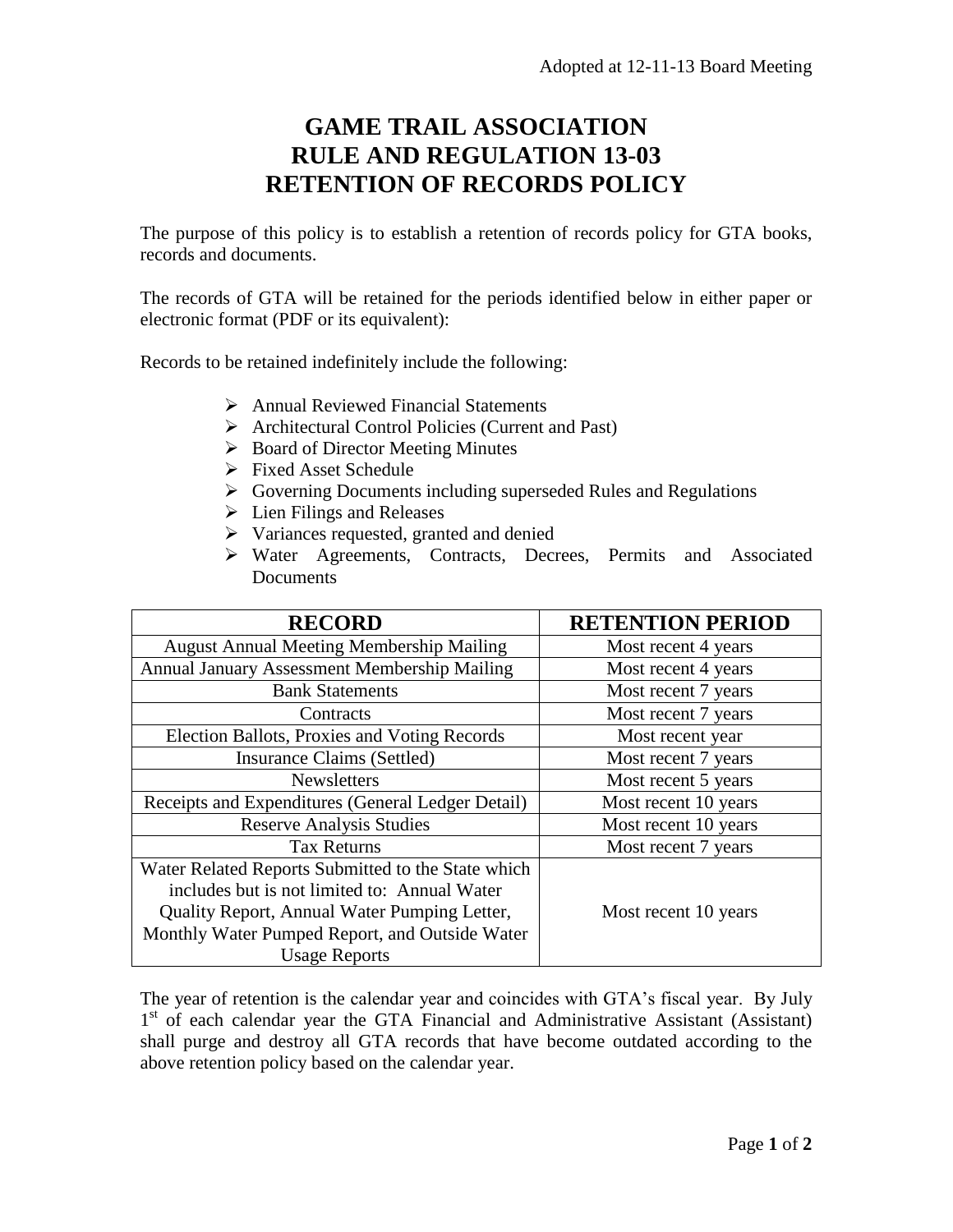Adopted at 12-11-13 Board Meeting

# GAME TRAIL ASSOCIATION
# RULE AND REGULATION 13-03
# RETENTION OF RECORDS POLICY

The purpose of this policy is to establish a retention of records policy for GTA books, records and documents.

The records of GTA will be retained for the periods identified below in either paper or electronic format (PDF or its equivalent):

Records to be retained indefinitely include the following:

- Annual Reviewed Financial Statements
- Architectural Control Policies (Current and Past)
- Board of Director Meeting Minutes
- Fixed Asset Schedule
- Governing Documents including superseded Rules and Regulations
- Lien Filings and Releases
- Variances requested, granted and denied
- Water Agreements, Contracts, Decrees, Permits and Associated Documents

| RECORD | RETENTION PERIOD |
|---|---|
| August Annual Meeting Membership Mailing | Most recent 4 years |
| Annual January Assessment Membership Mailing | Most recent 4 years |
| Bank Statements | Most recent 7 years |
| Contracts | Most recent 7 years |
| Election Ballots, Proxies and Voting Records | Most recent year |
| Insurance Claims (Settled) | Most recent 7 years |
| Newsletters | Most recent 5 years |
| Receipts and Expenditures (General Ledger Detail) | Most recent 10 years |
| Reserve Analysis Studies | Most recent 10 years |
| Tax Returns | Most recent 7 years |
| Water Related Reports Submitted to the State which includes but is not limited to: Annual Water Quality Report, Annual Water Pumping Letter, Monthly Water Pumped Report, and Outside Water Usage Reports | Most recent 10 years |

The year of retention is the calendar year and coincides with GTA's fiscal year. By July 1st of each calendar year the GTA Financial and Administrative Assistant (Assistant) shall purge and destroy all GTA records that have become outdated according to the above retention policy based on the calendar year.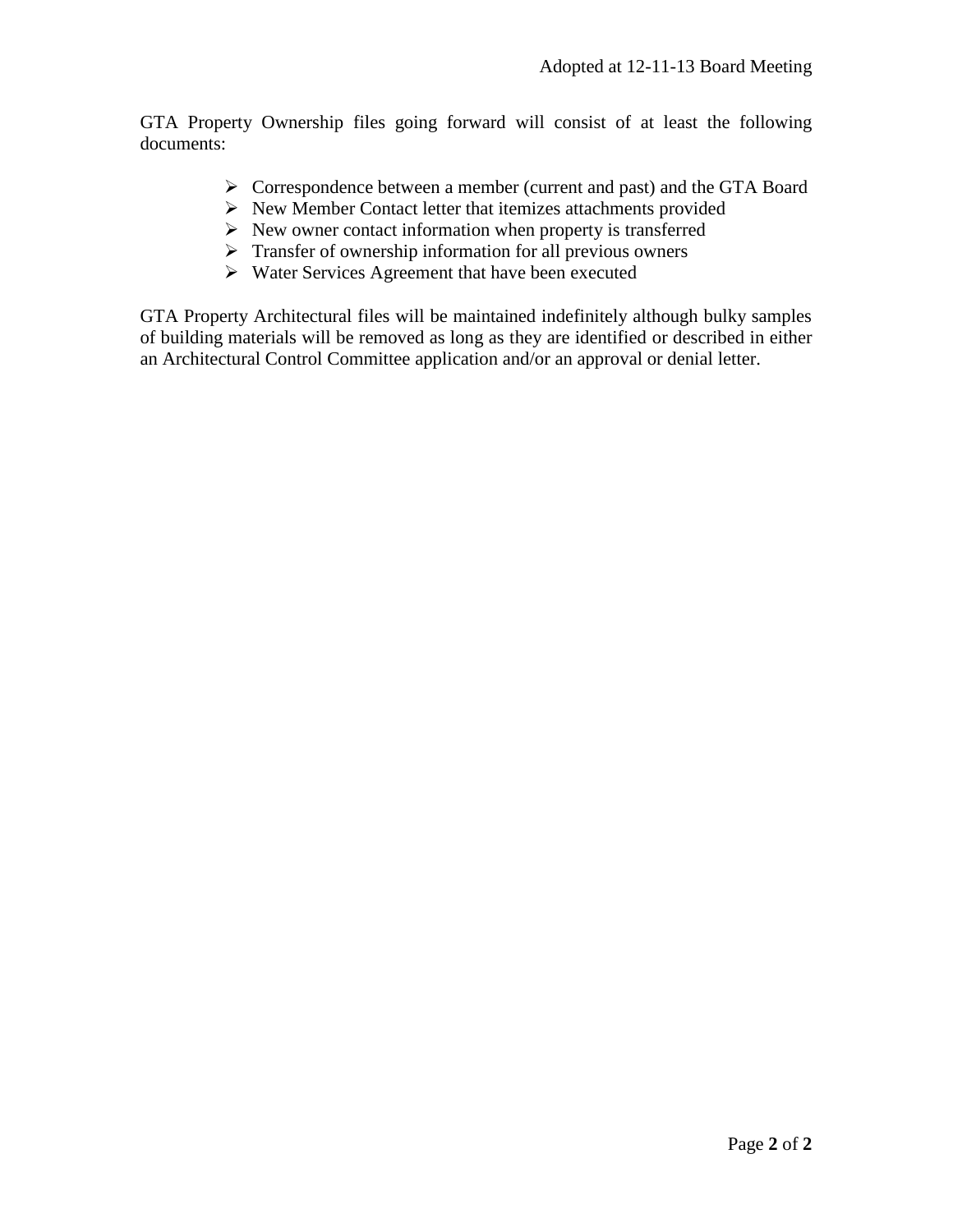GTA Property Ownership files going forward will consist of at least the following documents:

- Correspondence between a member (current and past) and the GTA Board
- New Member Contact letter that itemizes attachments provided
- New owner contact information when property is transferred
- Transfer of ownership information for all previous owners
- Water Services Agreement that have been executed

GTA Property Architectural files will be maintained indefinitely although bulky samples of building materials will be removed as long as they are identified or described in either an Architectural Control Committee application and/or an approval or denial letter.